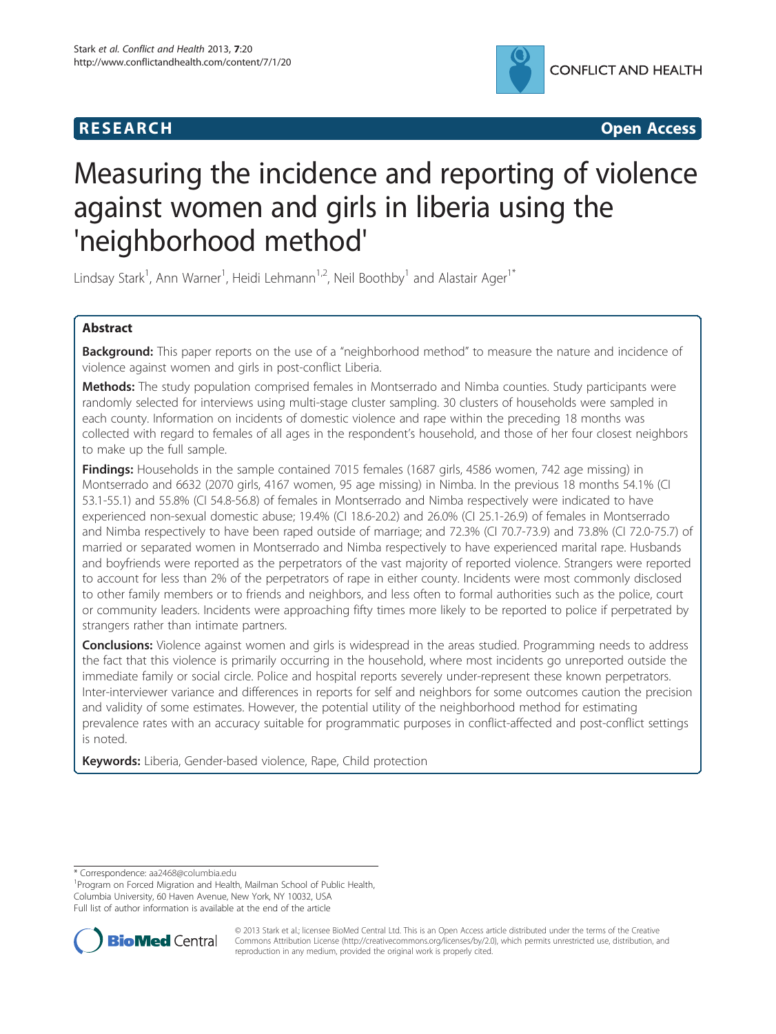**RESEARCH** **Open Access**

# Measuring the incidence and reporting of violence against women and girls in liberia using the 'neighborhood method'

Lindsay Stark[1], Ann Warner[1], Heidi Lehmann[1,2], Neil Boothby[1] and Alastair Ager[1*]

## Abstract

**Background:** This paper reports on the use of a "neighborhood method" to measure the nature and incidence of violence against women and girls in post-conflict Liberia.

**Methods:** The study population comprised females in Montserrado and Nimba counties. Study participants were randomly selected for interviews using multi-stage cluster sampling. 30 clusters of households were sampled in each county. Information on incidents of domestic violence and rape within the preceding 18 months was collected with regard to females of all ages in the respondent's household, and those of her four closest neighbors to make up the full sample.

**Findings:** Households in the sample contained 7015 females (1687 girls, 4586 women, 742 age missing) in Montserrado and 6632 (2070 girls, 4167 women, 95 age missing) in Nimba. In the previous 18 months 54.1% (CI 53.1-55.1) and 55.8% (CI 54.8-56.8) of females in Montserrado and Nimba respectively were indicated to have experienced non-sexual domestic abuse; 19.4% (CI 18.6-20.2) and 26.0% (CI 25.1-26.9) of females in Montserrado and Nimba respectively to have been raped outside of marriage; and 72.3% (CI 70.7-73.9) and 73.8% (CI 72.0-75.7) of married or separated women in Montserrado and Nimba respectively to have experienced marital rape. Husbands and boyfriends were reported as the perpetrators of the vast majority of reported violence. Strangers were reported to account for less than 2% of the perpetrators of rape in either county. Incidents were most commonly disclosed to other family members or to friends and neighbors, and less often to formal authorities such as the police, court or community leaders. Incidents were approaching fifty times more likely to be reported to police if perpetrated by strangers rather than intimate partners.

**Conclusions:** Violence against women and girls is widespread in the areas studied. Programming needs to address the fact that this violence is primarily occurring in the household, where most incidents go unreported outside the immediate family or social circle. Police and hospital reports severely under-represent these known perpetrators. Inter-interviewer variance and differences in reports for self and neighbors for some outcomes caution the precision and validity of some estimates. However, the potential utility of the neighborhood method for estimating prevalence rates with an accuracy suitable for programmatic purposes in conflict-affected and post-conflict settings is noted.

**Keywords:** Liberia, Gender-based violence, Rape, Child protection

---

\* Correspondence: aa2468@columbia.edu

[1]Program on Forced Migration and Health, Mailman School of Public Health, Columbia University, 60 Haven Avenue, New York, NY 10032, USA

Full list of author information is available at the end of the article

© 2013 Stark et al.; licensee BioMed Central Ltd. This is an Open Access article distributed under the terms of the Creative Commons Attribution License (http://creativecommons.org/licenses/by/2.0), which permits unrestricted use, distribution, and reproduction in any medium, provided the original work is properly cited.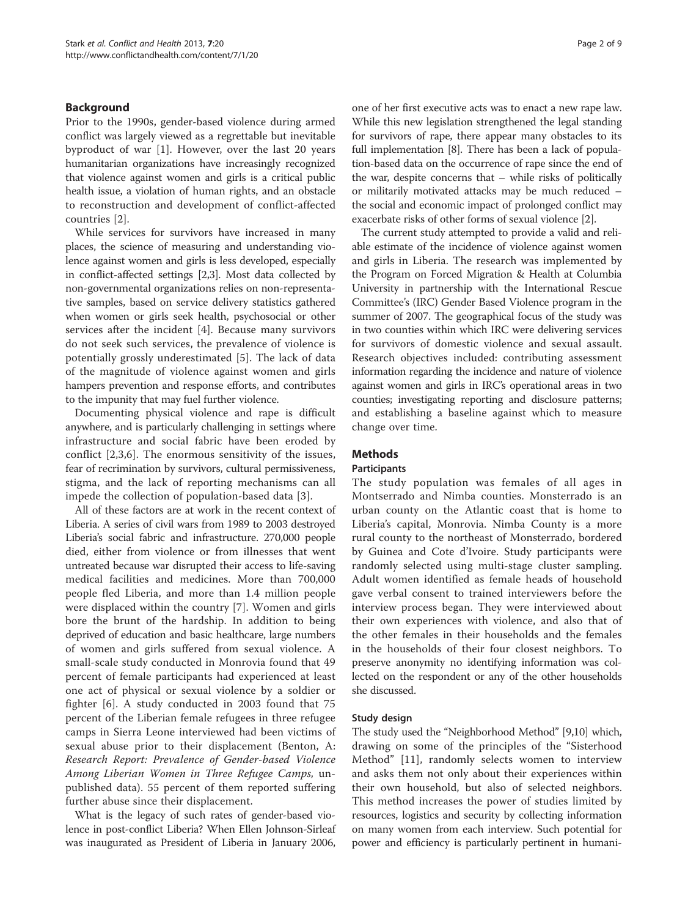## Background

Prior to the 1990s, gender-based violence during armed conflict was largely viewed as a regrettable but inevitable byproduct of war [1]. However, over the last 20 years humanitarian organizations have increasingly recognized that violence against women and girls is a critical public health issue, a violation of human rights, and an obstacle to reconstruction and development of conflict-affected countries [2].

While services for survivors have increased in many places, the science of measuring and understanding violence against women and girls is less developed, especially in conflict-affected settings [2,3]. Most data collected by non-governmental organizations relies on non-representative samples, based on service delivery statistics gathered when women or girls seek health, psychosocial or other services after the incident [4]. Because many survivors do not seek such services, the prevalence of violence is potentially grossly underestimated [5]. The lack of data of the magnitude of violence against women and girls hampers prevention and response efforts, and contributes to the impunity that may fuel further violence.

Documenting physical violence and rape is difficult anywhere, and is particularly challenging in settings where infrastructure and social fabric have been eroded by conflict [2,3,6]. The enormous sensitivity of the issues, fear of recrimination by survivors, cultural permissiveness, stigma, and the lack of reporting mechanisms can all impede the collection of population-based data [3].

All of these factors are at work in the recent context of Liberia. A series of civil wars from 1989 to 2003 destroyed Liberia's social fabric and infrastructure. 270,000 people died, either from violence or from illnesses that went untreated because war disrupted their access to life-saving medical facilities and medicines. More than 700,000 people fled Liberia, and more than 1.4 million people were displaced within the country [7]. Women and girls bore the brunt of the hardship. In addition to being deprived of education and basic healthcare, large numbers of women and girls suffered from sexual violence. A small-scale study conducted in Monrovia found that 49 percent of female participants had experienced at least one act of physical or sexual violence by a soldier or fighter [6]. A study conducted in 2003 found that 75 percent of the Liberian female refugees in three refugee camps in Sierra Leone interviewed had been victims of sexual abuse prior to their displacement (Benton, A: *Research Report: Prevalence of Gender-based Violence Among Liberian Women in Three Refugee Camps,* unpublished data). 55 percent of them reported suffering further abuse since their displacement.

What is the legacy of such rates of gender-based violence in post-conflict Liberia? When Ellen Johnson-Sirleaf was inaugurated as President of Liberia in January 2006, one of her first executive acts was to enact a new rape law. While this new legislation strengthened the legal standing for survivors of rape, there appear many obstacles to its full implementation [8]. There has been a lack of population-based data on the occurrence of rape since the end of the war, despite concerns that – while risks of politically or militarily motivated attacks may be much reduced – the social and economic impact of prolonged conflict may exacerbate risks of other forms of sexual violence [2].

The current study attempted to provide a valid and reliable estimate of the incidence of violence against women and girls in Liberia. The research was implemented by the Program on Forced Migration & Health at Columbia University in partnership with the International Rescue Committee's (IRC) Gender Based Violence program in the summer of 2007. The geographical focus of the study was in two counties within which IRC were delivering services for survivors of domestic violence and sexual assault. Research objectives included: contributing assessment information regarding the incidence and nature of violence against women and girls in IRC's operational areas in two counties; investigating reporting and disclosure patterns; and establishing a baseline against which to measure change over time.

## Methods

### Participants

The study population was females of all ages in Montserrado and Nimba counties. Monsterrado is an urban county on the Atlantic coast that is home to Liberia's capital, Monrovia. Nimba County is a more rural county to the northeast of Monsterrado, bordered by Guinea and Cote d'Ivoire. Study participants were randomly selected using multi-stage cluster sampling. Adult women identified as female heads of household gave verbal consent to trained interviewers before the interview process began. They were interviewed about their own experiences with violence, and also that of the other females in their households and the females in the households of their four closest neighbors. To preserve anonymity no identifying information was collected on the respondent or any of the other households she discussed.

### Study design

The study used the "Neighborhood Method" [9,10] which, drawing on some of the principles of the "Sisterhood Method" [11], randomly selects women to interview and asks them not only about their experiences within their own household, but also of selected neighbors. This method increases the power of studies limited by resources, logistics and security by collecting information on many women from each interview. Such potential for power and efficiency is particularly pertinent in humani-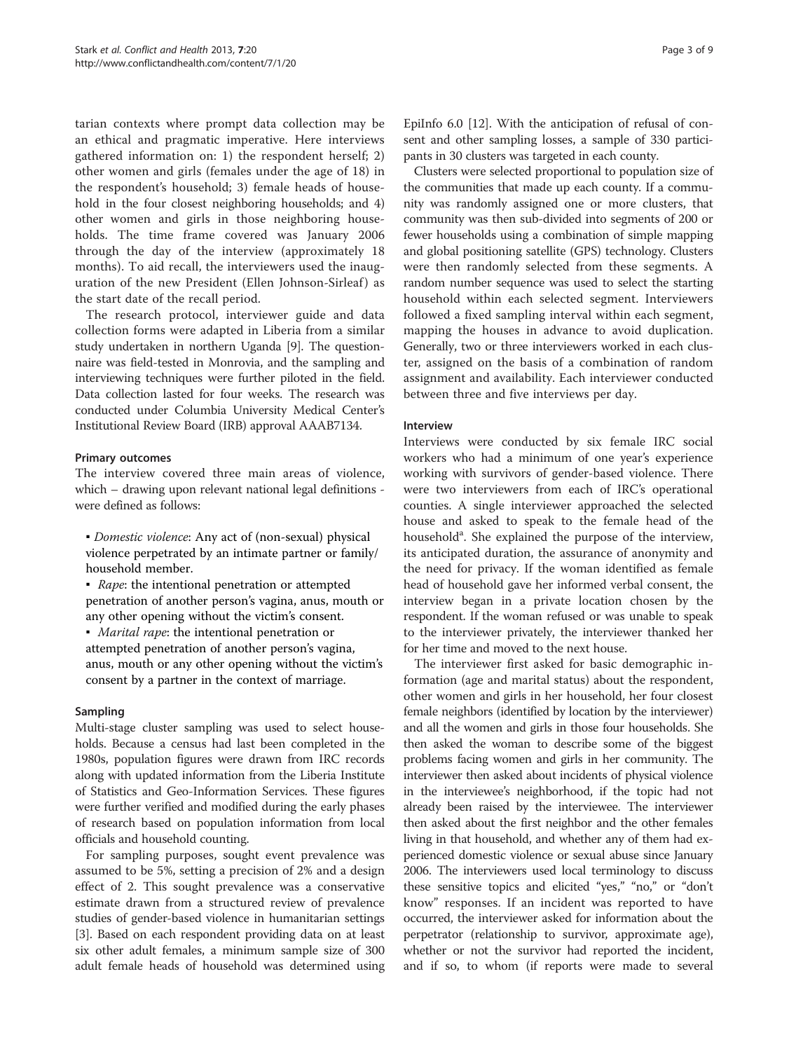tarian contexts where prompt data collection may be an ethical and pragmatic imperative. Here interviews gathered information on: 1) the respondent herself; 2) other women and girls (females under the age of 18) in the respondent's household; 3) female heads of household in the four closest neighboring households; and 4) other women and girls in those neighboring households. The time frame covered was January 2006 through the day of the interview (approximately 18 months). To aid recall, the interviewers used the inauguration of the new President (Ellen Johnson-Sirleaf) as the start date of the recall period.

The research protocol, interviewer guide and data collection forms were adapted in Liberia from a similar study undertaken in northern Uganda [9]. The questionnaire was field-tested in Monrovia, and the sampling and interviewing techniques were further piloted in the field. Data collection lasted for four weeks. The research was conducted under Columbia University Medical Center's Institutional Review Board (IRB) approval AAAB7134.

### Primary outcomes

The interview covered three main areas of violence, which – drawing upon relevant national legal definitions - were defined as follows:

- *Domestic violence*: Any act of (non-sexual) physical violence perpetrated by an intimate partner or family/household member.
- *Rape*: the intentional penetration or attempted penetration of another person's vagina, anus, mouth or any other opening without the victim's consent.
- *Marital rape*: the intentional penetration or attempted penetration of another person's vagina, anus, mouth or any other opening without the victim's consent by a partner in the context of marriage.

### Sampling

Multi-stage cluster sampling was used to select households. Because a census had last been completed in the 1980s, population figures were drawn from IRC records along with updated information from the Liberia Institute of Statistics and Geo-Information Services. These figures were further verified and modified during the early phases of research based on population information from local officials and household counting.

For sampling purposes, sought event prevalence was assumed to be 5%, setting a precision of 2% and a design effect of 2. This sought prevalence was a conservative estimate drawn from a structured review of prevalence studies of gender-based violence in humanitarian settings [3]. Based on each respondent providing data on at least six other adult females, a minimum sample size of 300 adult female heads of household was determined using EpiInfo 6.0 [12]. With the anticipation of refusal of consent and other sampling losses, a sample of 330 participants in 30 clusters was targeted in each county.

Clusters were selected proportional to population size of the communities that made up each county. If a community was randomly assigned one or more clusters, that community was then sub-divided into segments of 200 or fewer households using a combination of simple mapping and global positioning satellite (GPS) technology. Clusters were then randomly selected from these segments. A random number sequence was used to select the starting household within each selected segment. Interviewers followed a fixed sampling interval within each segment, mapping the houses in advance to avoid duplication. Generally, two or three interviewers worked in each cluster, assigned on the basis of a combination of random assignment and availability. Each interviewer conducted between three and five interviews per day.

### Interview

Interviews were conducted by six female IRC social workers who had a minimum of one year's experience working with survivors of gender-based violence. There were two interviewers from each of IRC's operational counties. A single interviewer approached the selected house and asked to speak to the female head of the household[a]. She explained the purpose of the interview, its anticipated duration, the assurance of anonymity and the need for privacy. If the woman identified as female head of household gave her informed verbal consent, the interview began in a private location chosen by the respondent. If the woman refused or was unable to speak to the interviewer privately, the interviewer thanked her for her time and moved to the next house.

The interviewer first asked for basic demographic information (age and marital status) about the respondent, other women and girls in her household, her four closest female neighbors (identified by location by the interviewer) and all the women and girls in those four households. She then asked the woman to describe some of the biggest problems facing women and girls in her community. The interviewer then asked about incidents of physical violence in the interviewee's neighborhood, if the topic had not already been raised by the interviewee. The interviewer then asked about the first neighbor and the other females living in that household, and whether any of them had experienced domestic violence or sexual abuse since January 2006. The interviewers used local terminology to discuss these sensitive topics and elicited "yes," "no," or "don't know" responses. If an incident was reported to have occurred, the interviewer asked for information about the perpetrator (relationship to survivor, approximate age), whether or not the survivor had reported the incident, and if so, to whom (if reports were made to several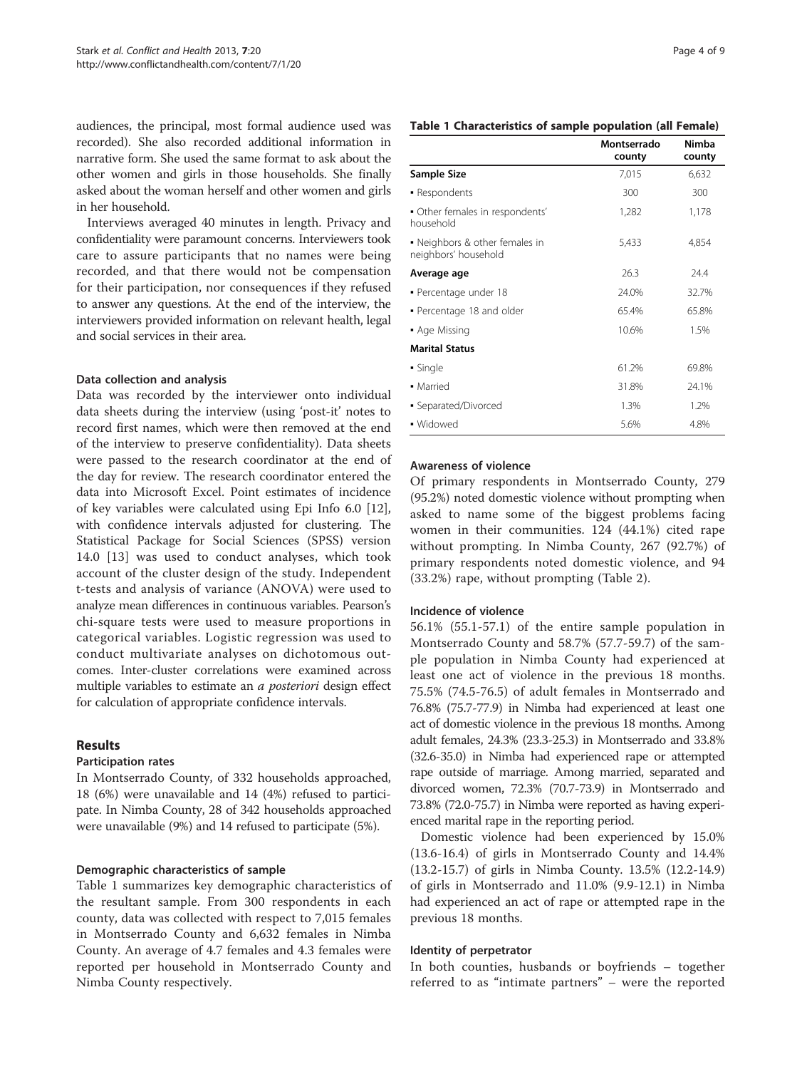audiences, the principal, most formal audience used was recorded). She also recorded additional information in narrative form. She used the same format to ask about the other women and girls in those households. She finally asked about the woman herself and other women and girls in her household.

Interviews averaged 40 minutes in length. Privacy and confidentiality were paramount concerns. Interviewers took care to assure participants that no names were being recorded, and that there would not be compensation for their participation, nor consequences if they refused to answer any questions. At the end of the interview, the interviewers provided information on relevant health, legal and social services in their area.

### Data collection and analysis

Data was recorded by the interviewer onto individual data sheets during the interview (using 'post-it' notes to record first names, which were then removed at the end of the interview to preserve confidentiality). Data sheets were passed to the research coordinator at the end of the day for review. The research coordinator entered the data into Microsoft Excel. Point estimates of incidence of key variables were calculated using Epi Info 6.0 [12], with confidence intervals adjusted for clustering. The Statistical Package for Social Sciences (SPSS) version 14.0 [13] was used to conduct analyses, which took account of the cluster design of the study. Independent t-tests and analysis of variance (ANOVA) were used to analyze mean differences in continuous variables. Pearson's chi-square tests were used to measure proportions in categorical variables. Logistic regression was used to conduct multivariate analyses on dichotomous outcomes. Inter-cluster correlations were examined across multiple variables to estimate an *a posteriori* design effect for calculation of appropriate confidence intervals.

## Results

### Participation rates

In Montserrado County, of 332 households approached, 18 (6%) were unavailable and 14 (4%) refused to participate. In Nimba County, 28 of 342 households approached were unavailable (9%) and 14 refused to participate (5%).

### Demographic characteristics of sample

Table 1 summarizes key demographic characteristics of the resultant sample. From 300 respondents in each county, data was collected with respect to 7,015 females in Montserrado County and 6,632 females in Nimba County. An average of 4.7 females and 4.3 females were reported per household in Montserrado County and Nimba County respectively.

**Table 1 Characteristics of sample population (all Female)**

| | Montserrado county | Nimba county |
|---|---|---|
| **Sample Size** | 7,015 | 6,632 |
| • Respondents | 300 | 300 |
| • Other females in respondents' household | 1,282 | 1,178 |
| • Neighbors & other females in neighbors' household | 5,433 | 4,854 |
| **Average age** | 26.3 | 24.4 |
| • Percentage under 18 | 24.0% | 32.7% |
| • Percentage 18 and older | 65.4% | 65.8% |
| • Age Missing | 10.6% | 1.5% |
| **Marital Status** | | |
| • Single | 61.2% | 69.8% |
| • Married | 31.8% | 24.1% |
| • Separated/Divorced | 1.3% | 1.2% |
| • Widowed | 5.6% | 4.8% |

### Awareness of violence

Of primary respondents in Montserrado County, 279 (95.2%) noted domestic violence without prompting when asked to name some of the biggest problems facing women in their communities. 124 (44.1%) cited rape without prompting. In Nimba County, 267 (92.7%) of primary respondents noted domestic violence, and 94 (33.2%) rape, without prompting (Table 2).

### Incidence of violence

56.1% (55.1-57.1) of the entire sample population in Montserrado County and 58.7% (57.7-59.7) of the sample population in Nimba County had experienced at least one act of violence in the previous 18 months. 75.5% (74.5-76.5) of adult females in Montserrado and 76.8% (75.7-77.9) in Nimba had experienced at least one act of domestic violence in the previous 18 months. Among adult females, 24.3% (23.3-25.3) in Montserrado and 33.8% (32.6-35.0) in Nimba had experienced rape or attempted rape outside of marriage. Among married, separated and divorced women, 72.3% (70.7-73.9) in Montserrado and 73.8% (72.0-75.7) in Nimba were reported as having experienced marital rape in the reporting period.

Domestic violence had been experienced by 15.0% (13.6-16.4) of girls in Montserrado County and 14.4% (13.2-15.7) of girls in Nimba County. 13.5% (12.2-14.9) of girls in Montserrado and 11.0% (9.9-12.1) in Nimba had experienced an act of rape or attempted rape in the previous 18 months.

### Identity of perpetrator

In both counties, husbands or boyfriends – together referred to as "intimate partners" – were the reported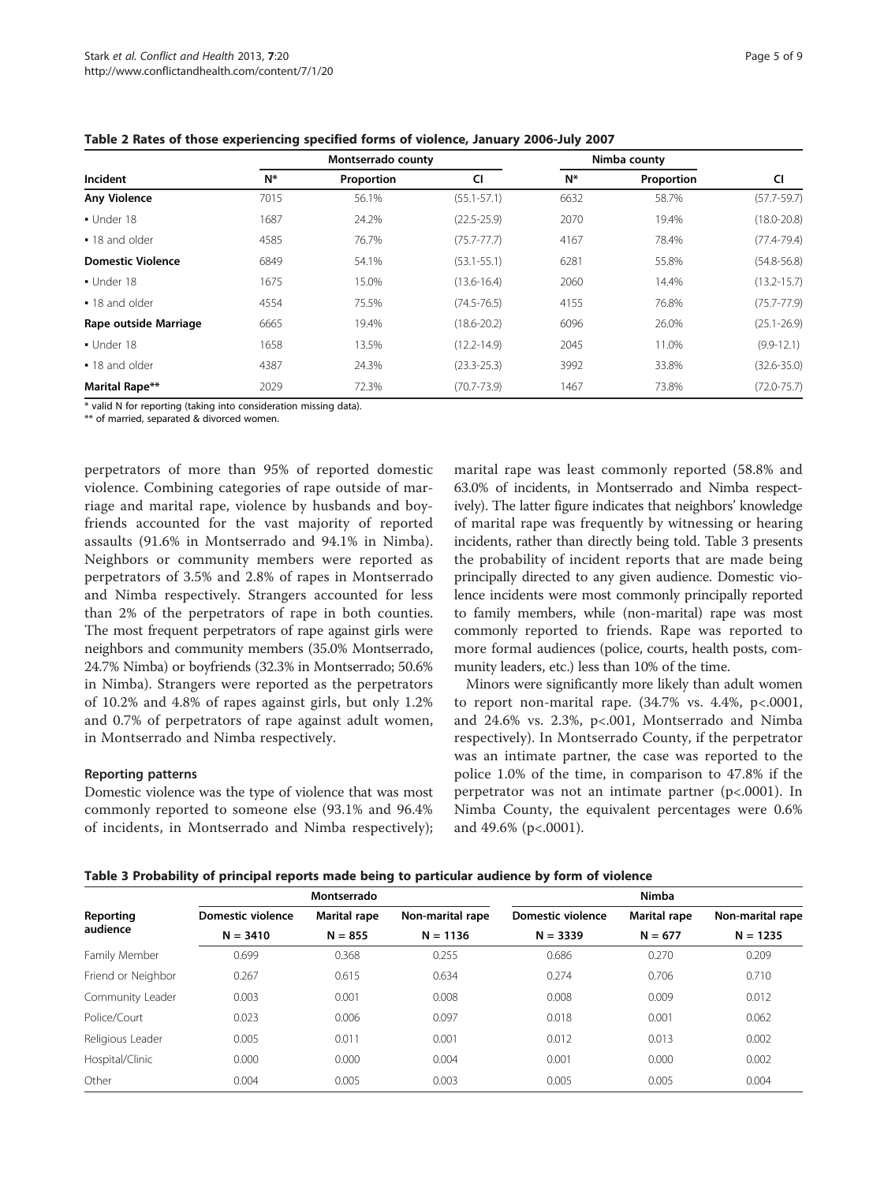**Table 2 Rates of those experiencing specified forms of violence, January 2006-July 2007**

| Incident | Montserrado county | | | Nimba county | | |
|---|---|---|---|---|---|---|
| | N* | Proportion | CI | N* | Proportion | CI |
| **Any Violence** | 7015 | 56.1% | (55.1-57.1) | 6632 | 58.7% | (57.7-59.7) |
| ▪ Under 18 | 1687 | 24.2% | (22.5-25.9) | 2070 | 19.4% | (18.0-20.8) |
| ▪ 18 and older | 4585 | 76.7% | (75.7-77.7) | 4167 | 78.4% | (77.4-79.4) |
| **Domestic Violence** | 6849 | 54.1% | (53.1-55.1) | 6281 | 55.8% | (54.8-56.8) |
| ▪ Under 18 | 1675 | 15.0% | (13.6-16.4) | 2060 | 14.4% | (13.2-15.7) |
| ▪ 18 and older | 4554 | 75.5% | (74.5-76.5) | 4155 | 76.8% | (75.7-77.9) |
| **Rape outside Marriage** | 6665 | 19.4% | (18.6-20.2) | 6096 | 26.0% | (25.1-26.9) |
| ▪ Under 18 | 1658 | 13.5% | (12.2-14.9) | 2045 | 11.0% | (9.9-12.1) |
| ▪ 18 and older | 4387 | 24.3% | (23.3-25.3) | 3992 | 33.8% | (32.6-35.0) |
| **Marital Rape**** | 2029 | 72.3% | (70.7-73.9) | 1467 | 73.8% | (72.0-75.7) |

* valid N for reporting (taking into consideration missing data).
** of married, separated & divorced women.

perpetrators of more than 95% of reported domestic violence. Combining categories of rape outside of marriage and marital rape, violence by husbands and boyfriends accounted for the vast majority of reported assaults (91.6% in Montserrado and 94.1% in Nimba). Neighbors or community members were reported as perpetrators of 3.5% and 2.8% of rapes in Montserrado and Nimba respectively. Strangers accounted for less than 2% of the perpetrators of rape in both counties. The most frequent perpetrators of rape against girls were neighbors and community members (35.0% Montserrado, 24.7% Nimba) or boyfriends (32.3% in Montserrado; 50.6% in Nimba). Strangers were reported as the perpetrators of 10.2% and 4.8% of rapes against girls, but only 1.2% and 0.7% of perpetrators of rape against adult women, in Montserrado and Nimba respectively.

### Reporting patterns

Domestic violence was the type of violence that was most commonly reported to someone else (93.1% and 96.4% of incidents, in Montserrado and Nimba respectively); marital rape was least commonly reported (58.8% and 63.0% of incidents, in Montserrado and Nimba respectively). The latter figure indicates that neighbors' knowledge of marital rape was frequently by witnessing or hearing incidents, rather than directly being told. Table 3 presents the probability of incident reports that are made being principally directed to any given audience. Domestic violence incidents were most commonly principally reported to family members, while (non-marital) rape was most commonly reported to friends. Rape was reported to more formal audiences (police, courts, health posts, community leaders, etc.) less than 10% of the time.

Minors were significantly more likely than adult women to report non-marital rape. (34.7% vs. 4.4%, $p<.0001$, and 24.6% vs. 2.3%, $p<.001$, Montserrado and Nimba respectively). In Montserrado County, if the perpetrator was an intimate partner, the case was reported to the police 1.0% of the time, in comparison to 47.8% if the perpetrator was not an intimate partner ($p<.0001$). In Nimba County, the equivalent percentages were 0.6% and 49.6% ($p<.0001$).

**Table 3 Probability of principal reports made being to particular audience by form of violence**

| Reporting audience | Montserrado | | | Nimba | | |
|---|---|---|---|---|---|---|
| | Domestic violence | Marital rape | Non-marital rape | Domestic violence | Marital rape | Non-marital rape |
| | N = 3410 | N = 855 | N = 1136 | N = 3339 | N = 677 | N = 1235 |
| Family Member | 0.699 | 0.368 | 0.255 | 0.686 | 0.270 | 0.209 |
| Friend or Neighbor | 0.267 | 0.615 | 0.634 | 0.274 | 0.706 | 0.710 |
| Community Leader | 0.003 | 0.001 | 0.008 | 0.008 | 0.009 | 0.012 |
| Police/Court | 0.023 | 0.006 | 0.097 | 0.018 | 0.001 | 0.062 |
| Religious Leader | 0.005 | 0.011 | 0.001 | 0.012 | 0.013 | 0.002 |
| Hospital/Clinic | 0.000 | 0.000 | 0.004 | 0.001 | 0.000 | 0.002 |
| Other | 0.004 | 0.005 | 0.003 | 0.005 | 0.005 | 0.004 |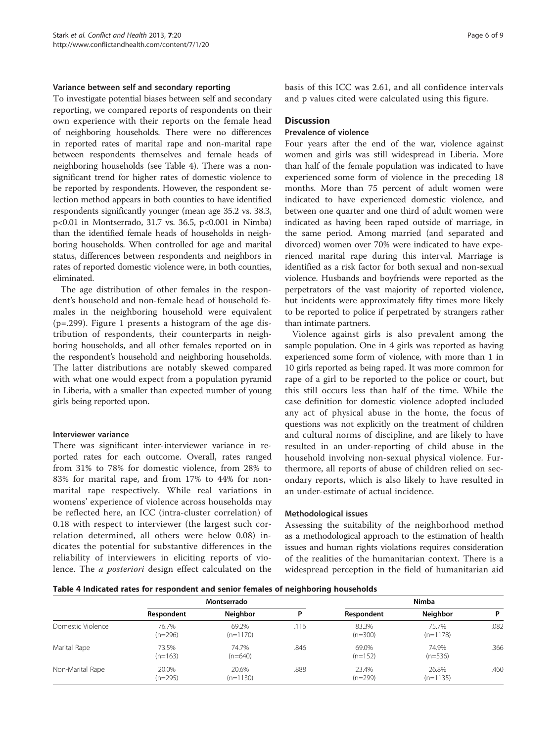### Variance between self and secondary reporting

To investigate potential biases between self and secondary reporting, we compared reports of respondents on their own experience with their reports on the female head of neighboring households. There were no differences in reported rates of marital rape and non-marital rape between respondents themselves and female heads of neighboring households (see Table 4). There was a non-significant trend for higher rates of domestic violence to be reported by respondents. However, the respondent selection method appears in both counties to have identified respondents significantly younger (mean age 35.2 vs. 38.3, $p<0.01$ in Montserrado, 31.7 vs. 36.5, $p<0.001$ in Nimba) than the identified female heads of households in neighboring households. When controlled for age and marital status, differences between respondents and neighbors in rates of reported domestic violence were, in both counties, eliminated.

The age distribution of other females in the respondent's household and non-female head of household females in the neighboring household were equivalent ($p=.299$). Figure 1 presents a histogram of the age distribution of respondents, their counterparts in neighboring households, and all other females reported on in the respondent's household and neighboring households. The latter distributions are notably skewed compared with what one would expect from a population pyramid in Liberia, with a smaller than expected number of young girls being reported upon.

### Interviewer variance

There was significant inter-interviewer variance in reported rates for each outcome. Overall, rates ranged from 31% to 78% for domestic violence, from 28% to 83% for marital rape, and from 17% to 44% for non-marital rape respectively. While real variations in womens' experience of violence across households may be reflected here, an ICC (intra-cluster correlation) of 0.18 with respect to interviewer (the largest such correlation determined, all others were below 0.08) indicates the potential for substantive differences in the reliability of interviewers in eliciting reports of violence. The *a posteriori* design effect calculated on the basis of this ICC was 2.61, and all confidence intervals and p values cited were calculated using this figure.

## Discussion

### Prevalence of violence

Four years after the end of the war, violence against women and girls was still widespread in Liberia. More than half of the female population was indicated to have experienced some form of violence in the preceding 18 months. More than 75 percent of adult women were indicated to have experienced domestic violence, and between one quarter and one third of adult women were indicated as having been raped outside of marriage, in the same period. Among married (and separated and divorced) women over 70% were indicated to have experienced marital rape during this interval. Marriage is identified as a risk factor for both sexual and non-sexual violence. Husbands and boyfriends were reported as the perpetrators of the vast majority of reported violence, but incidents were approximately fifty times more likely to be reported to police if perpetrated by strangers rather than intimate partners.

Violence against girls is also prevalent among the sample population. One in 4 girls was reported as having experienced some form of violence, with more than 1 in 10 girls reported as being raped. It was more common for rape of a girl to be reported to the police or court, but this still occurs less than half of the time. While the case definition for domestic violence adopted included any act of physical abuse in the home, the focus of questions was not explicitly on the treatment of children and cultural norms of discipline, and are likely to have resulted in an under-reporting of child abuse in the household involving non-sexual physical violence. Furthermore, all reports of abuse of children relied on secondary reports, which is also likely to have resulted in an under-estimate of actual incidence.

### Methodological issues

Assessing the suitability of the neighborhood method as a methodological approach to the estimation of health issues and human rights violations requires consideration of the realities of the humanitarian context. There is a widespread perception in the field of humanitarian aid

**Table 4 Indicated rates for respondent and senior females of neighboring households**

| | Montserrado | | | Nimba | | |
|---|---|---|---|---|---|---|
| | Respondent | Neighbor | P | Respondent | Neighbor | P |
| Domestic Violence | 76.7% (n=296) | 69.2% (n=1170) | .116 | 83.3% (n=300) | 75.7% (n=1178) | .082 |
| Marital Rape | 73.5% (n=163) | 74.7% (n=640) | .846 | 69.0% (n=152) | 74.9% (n=536) | .366 |
| Non-Marital Rape | 20.0% (n=295) | 20.6% (n=1130) | .888 | 23.4% (n=299) | 26.8% (n=1135) | .460 |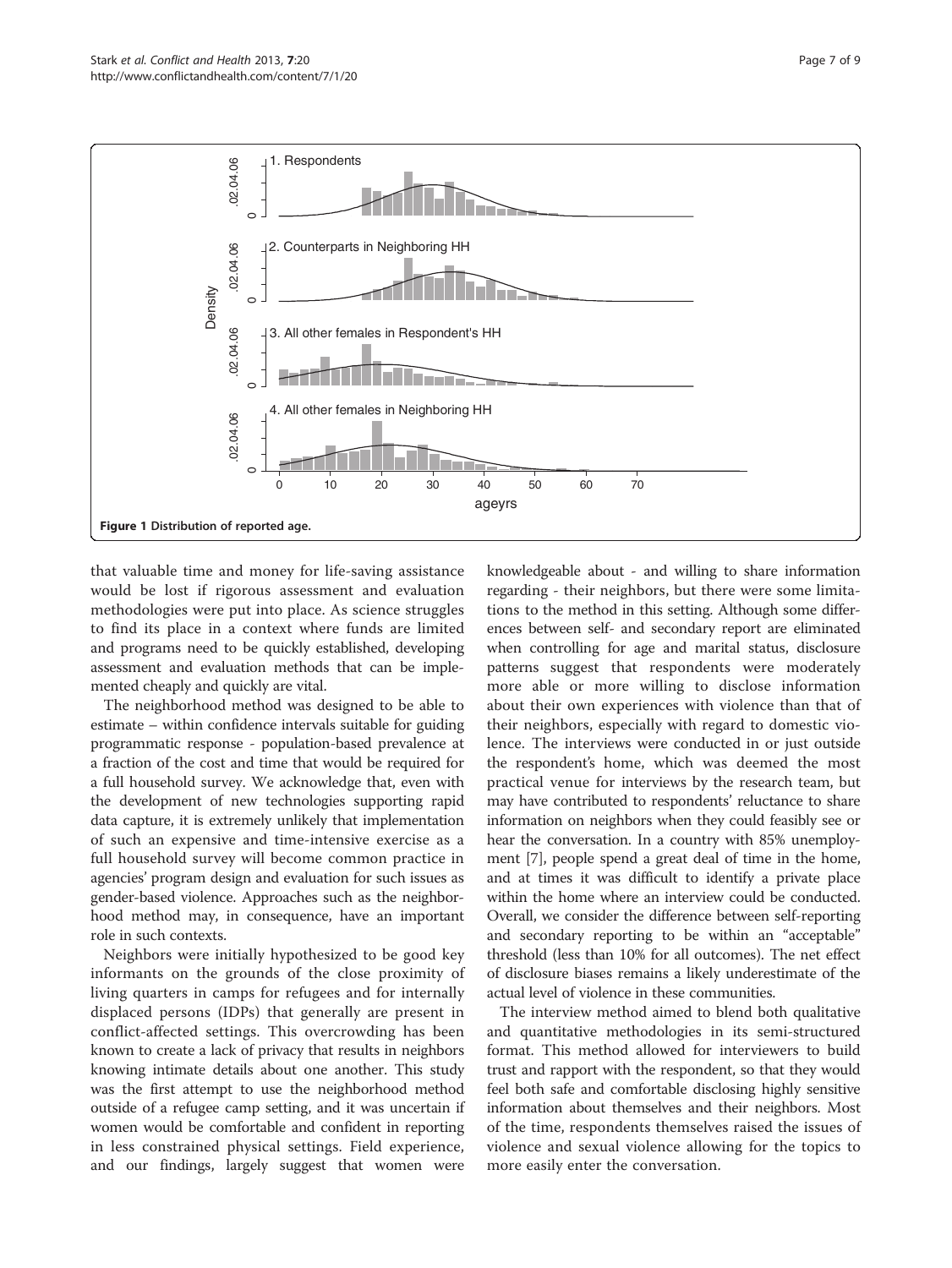Figure 1 Distribution of reported age.

that valuable time and money for life-saving assistance would be lost if rigorous assessment and evaluation methodologies were put into place. As science struggles to find its place in a context where funds are limited and programs need to be quickly established, developing assessment and evaluation methods that can be implemented cheaply and quickly are vital.

The neighborhood method was designed to be able to estimate – within confidence intervals suitable for guiding programmatic response - population-based prevalence at a fraction of the cost and time that would be required for a full household survey. We acknowledge that, even with the development of new technologies supporting rapid data capture, it is extremely unlikely that implementation of such an expensive and time-intensive exercise as a full household survey will become common practice in agencies' program design and evaluation for such issues as gender-based violence. Approaches such as the neighborhood method may, in consequence, have an important role in such contexts.

Neighbors were initially hypothesized to be good key informants on the grounds of the close proximity of living quarters in camps for refugees and for internally displaced persons (IDPs) that generally are present in conflict-affected settings. This overcrowding has been known to create a lack of privacy that results in neighbors knowing intimate details about one another. This study was the first attempt to use the neighborhood method outside of a refugee camp setting, and it was uncertain if women would be comfortable and confident in reporting in less constrained physical settings. Field experience, and our findings, largely suggest that women were knowledgeable about - and willing to share information regarding - their neighbors, but there were some limitations to the method in this setting. Although some differences between self- and secondary report are eliminated when controlling for age and marital status, disclosure patterns suggest that respondents were moderately more able or more willing to disclose information about their own experiences with violence than that of their neighbors, especially with regard to domestic violence. The interviews were conducted in or just outside the respondent's home, which was deemed the most practical venue for interviews by the research team, but may have contributed to respondents' reluctance to share information on neighbors when they could feasibly see or hear the conversation. In a country with 85% unemployment [7], people spend a great deal of time in the home, and at times it was difficult to identify a private place within the home where an interview could be conducted. Overall, we consider the difference between self-reporting and secondary reporting to be within an "acceptable" threshold (less than 10% for all outcomes). The net effect of disclosure biases remains a likely underestimate of the actual level of violence in these communities.

The interview method aimed to blend both qualitative and quantitative methodologies in its semi-structured format. This method allowed for interviewers to build trust and rapport with the respondent, so that they would feel both safe and comfortable disclosing highly sensitive information about themselves and their neighbors. Most of the time, respondents themselves raised the issues of violence and sexual violence allowing for the topics to more easily enter the conversation.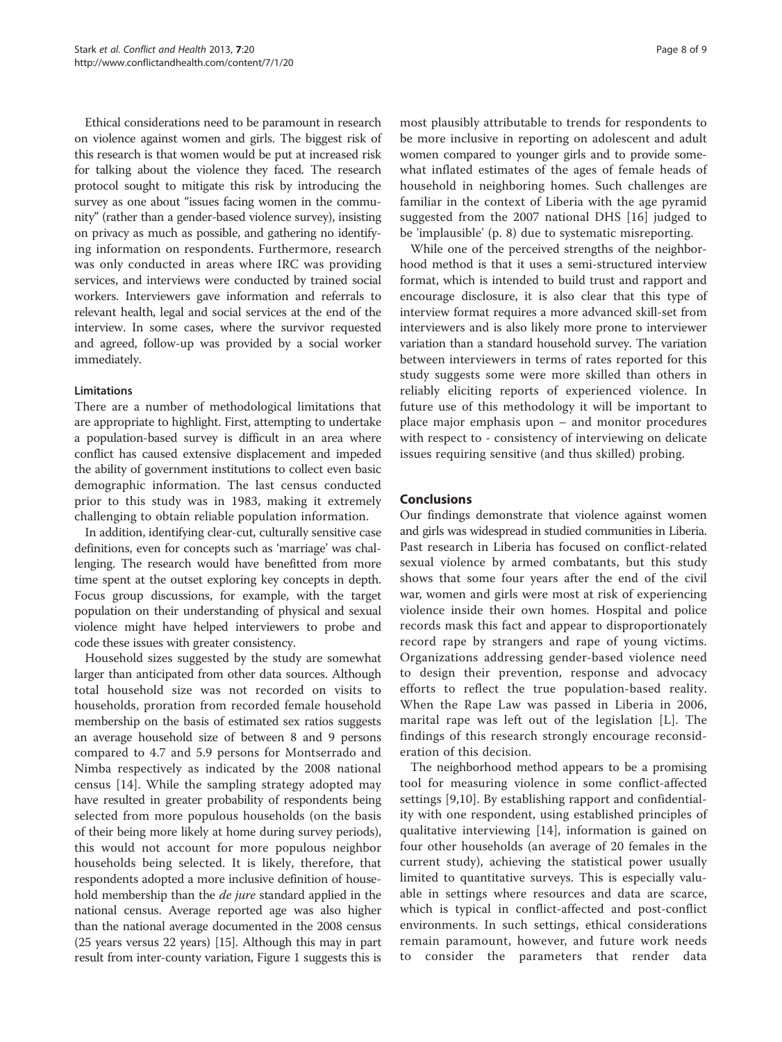Ethical considerations need to be paramount in research on violence against women and girls. The biggest risk of this research is that women would be put at increased risk for talking about the violence they faced. The research protocol sought to mitigate this risk by introducing the survey as one about "issues facing women in the community" (rather than a gender-based violence survey), insisting on privacy as much as possible, and gathering no identifying information on respondents. Furthermore, research was only conducted in areas where IRC was providing services, and interviews were conducted by trained social workers. Interviewers gave information and referrals to relevant health, legal and social services at the end of the interview. In some cases, where the survivor requested and agreed, follow-up was provided by a social worker immediately.

### Limitations

There are a number of methodological limitations that are appropriate to highlight. First, attempting to undertake a population-based survey is difficult in an area where conflict has caused extensive displacement and impeded the ability of government institutions to collect even basic demographic information. The last census conducted prior to this study was in 1983, making it extremely challenging to obtain reliable population information.

In addition, identifying clear-cut, culturally sensitive case definitions, even for concepts such as 'marriage' was challenging. The research would have benefitted from more time spent at the outset exploring key concepts in depth. Focus group discussions, for example, with the target population on their understanding of physical and sexual violence might have helped interviewers to probe and code these issues with greater consistency.

Household sizes suggested by the study are somewhat larger than anticipated from other data sources. Although total household size was not recorded on visits to households, proration from recorded female household membership on the basis of estimated sex ratios suggests an average household size of between 8 and 9 persons compared to 4.7 and 5.9 persons for Montserrado and Nimba respectively as indicated by the 2008 national census [14]. While the sampling strategy adopted may have resulted in greater probability of respondents being selected from more populous households (on the basis of their being more likely at home during survey periods), this would not account for more populous neighbor households being selected. It is likely, therefore, that respondents adopted a more inclusive definition of household membership than the *de jure* standard applied in the national census. Average reported age was also higher than the national average documented in the 2008 census (25 years versus 22 years) [15]. Although this may in part result from inter-county variation, Figure 1 suggests this is most plausibly attributable to trends for respondents to be more inclusive in reporting on adolescent and adult women compared to younger girls and to provide somewhat inflated estimates of the ages of female heads of household in neighboring homes. Such challenges are familiar in the context of Liberia with the age pyramid suggested from the 2007 national DHS [16] judged to be 'implausible' (p. 8) due to systematic misreporting.

While one of the perceived strengths of the neighborhood method is that it uses a semi-structured interview format, which is intended to build trust and rapport and encourage disclosure, it is also clear that this type of interview format requires a more advanced skill-set from interviewers and is also likely more prone to interviewer variation than a standard household survey. The variation between interviewers in terms of rates reported for this study suggests some were more skilled than others in reliably eliciting reports of experienced violence. In future use of this methodology it will be important to place major emphasis upon – and monitor procedures with respect to - consistency of interviewing on delicate issues requiring sensitive (and thus skilled) probing.

## Conclusions

Our findings demonstrate that violence against women and girls was widespread in studied communities in Liberia. Past research in Liberia has focused on conflict-related sexual violence by armed combatants, but this study shows that some four years after the end of the civil war, women and girls were most at risk of experiencing violence inside their own homes. Hospital and police records mask this fact and appear to disproportionately record rape by strangers and rape of young victims. Organizations addressing gender-based violence need to design their prevention, response and advocacy efforts to reflect the true population-based reality. When the Rape Law was passed in Liberia in 2006, marital rape was left out of the legislation [L]. The findings of this research strongly encourage reconsideration of this decision.

The neighborhood method appears to be a promising tool for measuring violence in some conflict-affected settings [9,10]. By establishing rapport and confidentiality with one respondent, using established principles of qualitative interviewing [14], information is gained on four other households (an average of 20 females in the current study), achieving the statistical power usually limited to quantitative surveys. This is especially valuable in settings where resources and data are scarce, which is typical in conflict-affected and post-conflict environments. In such settings, ethical considerations remain paramount, however, and future work needs to consider the parameters that render data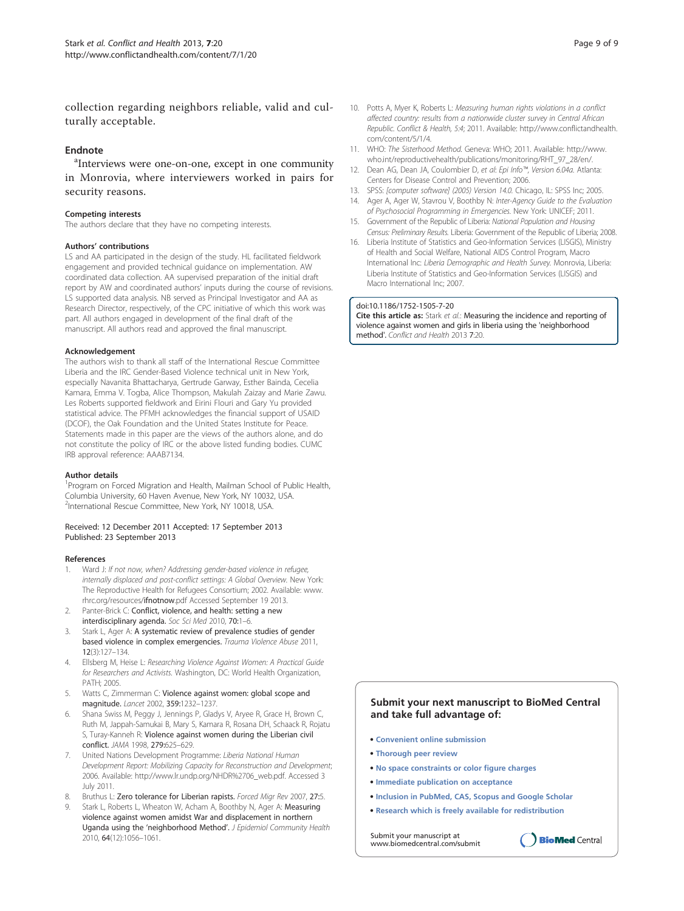collection regarding neighbors reliable, valid and culturally acceptable.

## Endnote

[a]Interviews were one-on-one, except in one community in Monrovia, where interviewers worked in pairs for security reasons.

#### Competing interests

The authors declare that they have no competing interests.

#### Authors' contributions

LS and AA participated in the design of the study. HL facilitated fieldwork engagement and provided technical guidance on implementation. AW coordinated data collection. AA supervised preparation of the initial draft report by AW and coordinated authors' inputs during the course of revisions. LS supported data analysis. NB served as Principal Investigator and AA as Research Director, respectively, of the CPC initiative of which this work was part. All authors engaged in development of the final draft of the manuscript. All authors read and approved the final manuscript.

#### Acknowledgement

The authors wish to thank all staff of the International Rescue Committee Liberia and the IRC Gender-Based Violence technical unit in New York, especially Navanita Bhattacharya, Gertrude Garway, Esther Bainda, Cecelia Kamara, Emma V. Togba, Alice Thompson, Makulah Zaizay and Marie Zawu. Les Roberts supported fieldwork and Eirini Flouri and Gary Yu provided statistical advice. The PFMH acknowledges the financial support of USAID (DCOF), the Oak Foundation and the United States Institute for Peace. Statements made in this paper are the views of the authors alone, and do not constitute the policy of IRC or the above listed funding bodies. CUMC IRB approval reference: AAAB7134.

#### Author details

[1]Program on Forced Migration and Health, Mailman School of Public Health, Columbia University, 60 Haven Avenue, New York, NY 10032, USA. [2]International Rescue Committee, New York, NY 10018, USA.

Received: 12 December 2011 Accepted: 17 September 2013
Published: 23 September 2013

#### References

1. Ward J: *If not now, when? Addressing gender-based violence in refugee, internally displaced and post-conflict settings: A Global Overview.* New York: The Reproductive Health for Refugees Consortium; 2002. Available: www.rhrc.org/resources/ifnotnow.pdf Accessed September 19 2013.
2. Panter-Brick C: **Conflict, violence, and health: setting a new interdisciplinary agenda.** *Soc Sci Med* 2010, **70**:1–6.
3. Stark L, Ager A: **A systematic review of prevalence studies of gender based violence in complex emergencies.** *Trauma Violence Abuse* 2011, **12**(3):127–134.
4. Ellsberg M, Heise L: *Researching Violence Against Women: A Practical Guide for Researchers and Activists.* Washington, DC: World Health Organization, PATH; 2005.
5. Watts C, Zimmerman C: **Violence against women: global scope and magnitude.** *Lancet* 2002, **359**:1232–1237.
6. Shana Swiss M, Peggy J, Jennings P, Gladys V, Aryee R, Grace H, Brown C, Ruth M, Jappah-Samukai B, Mary S, Kamara R, Rosana DH, Schaack R, Rojatu S, Turay-Kanneh R: **Violence against women during the Liberian civil conflict.** *JAMA* 1998, **279**:625–629.
7. United Nations Development Programme: *Liberia National Human Development Report: Mobilizing Capacity for Reconstruction and Development*; 2006. Available: http://www.lr.undp.org/NHDR%2706_web.pdf. Accessed 3 July 2011.
8. Bruthus L: **Zero tolerance for Liberian rapists.** *Forced Migr Rev* 2007, **27**:5.
9. Stark L, Roberts L, Wheaton W, Acham A, Boothby N, Ager A: **Measuring violence against women amidst War and displacement in northern Uganda using the 'neighborhood Method'.** *J Epidemiol Community Health* 2010, **64**(12):1056–1061.
10. Potts A, Myer K, Roberts L: *Measuring human rights violations in a conflict affected country: results from a nationwide cluster survey in Central African Republic. Conflict & Health, 5:4*; 2011. Available: http://www.conflictandhealth.com/content/5/1/4.
11. WHO: *The Sisterhood Method.* Geneva: WHO; 2011. Available: http://www.who.int/reproductivehealth/publications/monitoring/RHT_97_28/en/.
12. Dean AG, Dean JA, Coulombier D, *et al*: *Epi Info™, Version 6.04a.* Atlanta: Centers for Disease Control and Prevention; 2006.
13. SPSS: *[computer software] (2005) Version 14.0.* Chicago, IL: SPSS Inc; 2005.
14. Ager A, Ager W, Stavrou V, Boothby N: *Inter-Agency Guide to the Evaluation of Psychosocial Programming in Emergencies.* New York: UNICEF; 2011.
15. Government of the Republic of Liberia: *National Population and Housing Census: Preliminary Results.* Liberia: Government of the Republic of Liberia; 2008.
16. Liberia Institute of Statistics and Geo-Information Services (LISGIS), Ministry of Health and Social Welfare, National AIDS Control Program, Macro International Inc: *Liberia Demographic and Health Survey.* Monrovia, Liberia: Liberia Institute of Statistics and Geo-Information Services (LISGIS) and Macro International Inc; 2007.

doi:10.1186/1752-1505-7-20
**Cite this article as:** Stark *et al.*: Measuring the incidence and reporting of violence against women and girls in liberia using the 'neighborhood method'. *Conflict and Health* 2013 **7**:20.

**Submit your next manuscript to BioMed Central and take full advantage of:**

- **Convenient online submission**
- **Thorough peer review**
- **No space constraints or color figure charges**
- **Immediate publication on acceptance**
- **Inclusion in PubMed, CAS, Scopus and Google Scholar**
- **Research which is freely available for redistribution**

Submit your manuscript at
www.biomedcentral.com/submit

BioMed Central